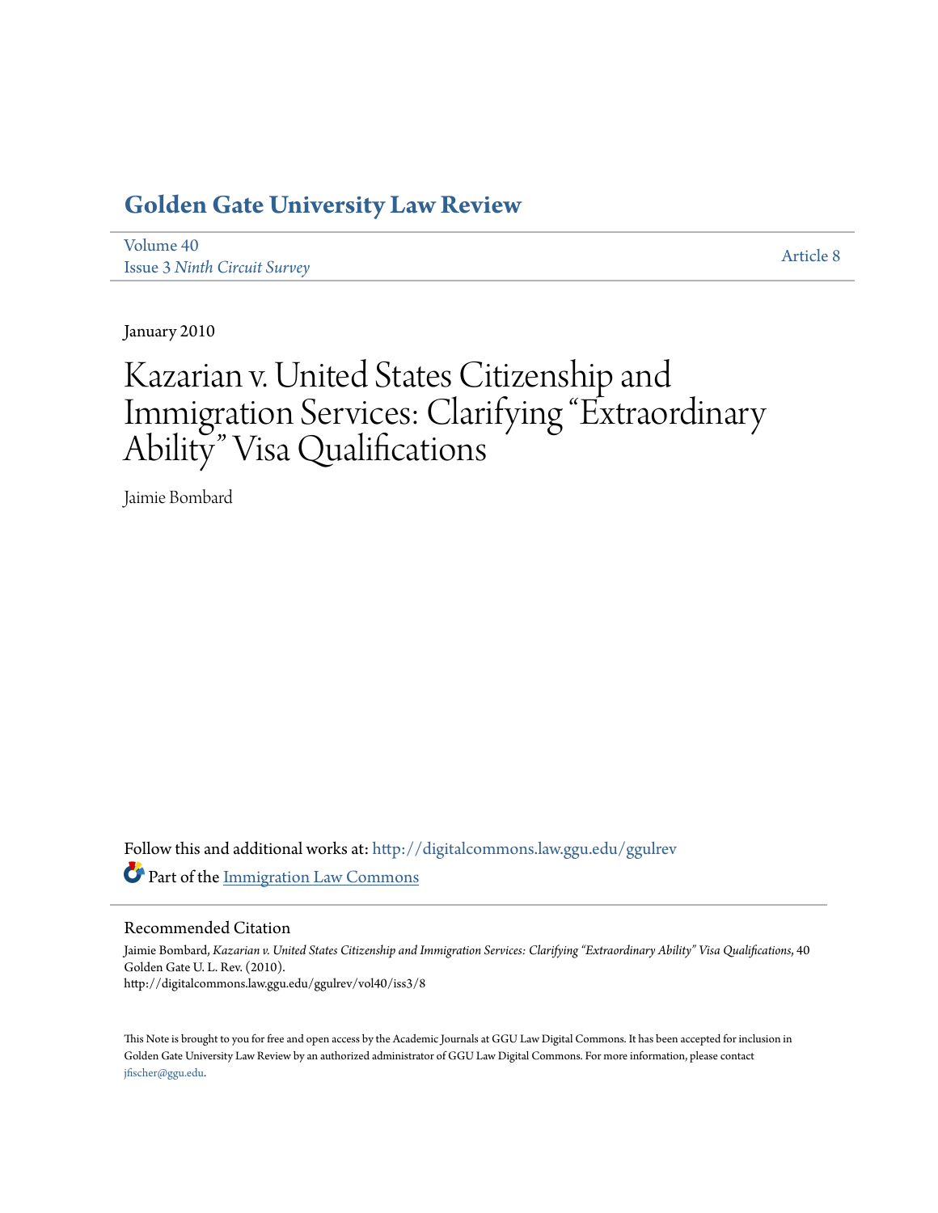# Golden Gate University Law Review

Volume 40
Issue 3 *Ninth Circuit Survey*

Article 8

January 2010

# Kazarian v. United States Citizenship and Immigration Services: Clarifying "Extraordinary Ability" Visa Qualifications

Jaimie Bombard

Follow this and additional works at: http://digitalcommons.law.ggu.edu/ggulrev

Part of the Immigration Law Commons

## Recommended Citation

Jaimie Bombard, *Kazarian v. United States Citizenship and Immigration Services: Clarifying "Extraordinary Ability" Visa Qualifications*, 40 Golden Gate U. L. Rev. (2010).
http://digitalcommons.law.ggu.edu/ggulrev/vol40/iss3/8

This Note is brought to you for free and open access by the Academic Journals at GGU Law Digital Commons. It has been accepted for inclusion in Golden Gate University Law Review by an authorized administrator of GGU Law Digital Commons. For more information, please contact jfischer@ggu.edu.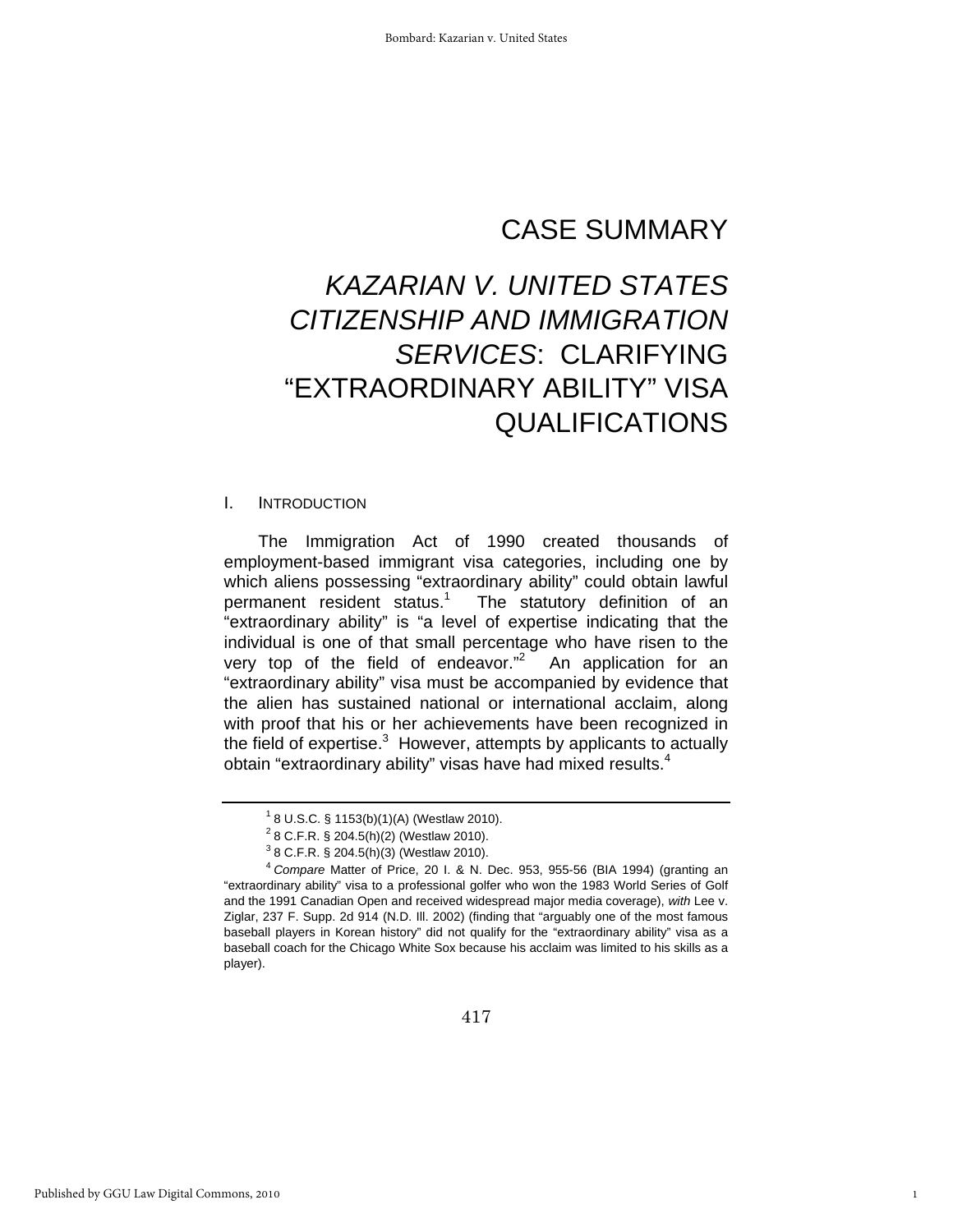# CASE SUMMARY

# *KAZARIAN V. UNITED STATES CITIZENSHIP AND IMMIGRATION SERVICES*: CLARIFYING "EXTRAORDINARY ABILITY" VISA QUALIFICATIONS

## I. INTRODUCTION

The Immigration Act of 1990 created thousands of employment-based immigrant visa categories, including one by which aliens possessing "extraordinary ability" could obtain lawful permanent resident status.[1] The statutory definition of an "extraordinary ability" is "a level of expertise indicating that the individual is one of that small percentage who have risen to the very top of the field of endeavor."[2] An application for an "extraordinary ability" visa must be accompanied by evidence that the alien has sustained national or international acclaim, along with proof that his or her achievements have been recognized in the field of expertise.[3] However, attempts by applicants to actually obtain "extraordinary ability" visas have had mixed results.[4]

---

[1] 8 U.S.C. § 1153(b)(1)(A) (Westlaw 2010).

[2] 8 C.F.R. § 204.5(h)(2) (Westlaw 2010).

[3] 8 C.F.R. § 204.5(h)(3) (Westlaw 2010).

[4] *Compare* Matter of Price, 20 I. & N. Dec. 953, 955-56 (BIA 1994) (granting an "extraordinary ability" visa to a professional golfer who won the 1983 World Series of Golf and the 1991 Canadian Open and received widespread major media coverage), *with* Lee v. Ziglar, 237 F. Supp. 2d 914 (N.D. Ill. 2002) (finding that "arguably one of the most famous baseball players in Korean history" did not qualify for the "extraordinary ability" visa as a baseball coach for the Chicago White Sox because his acclaim was limited to his skills as a player).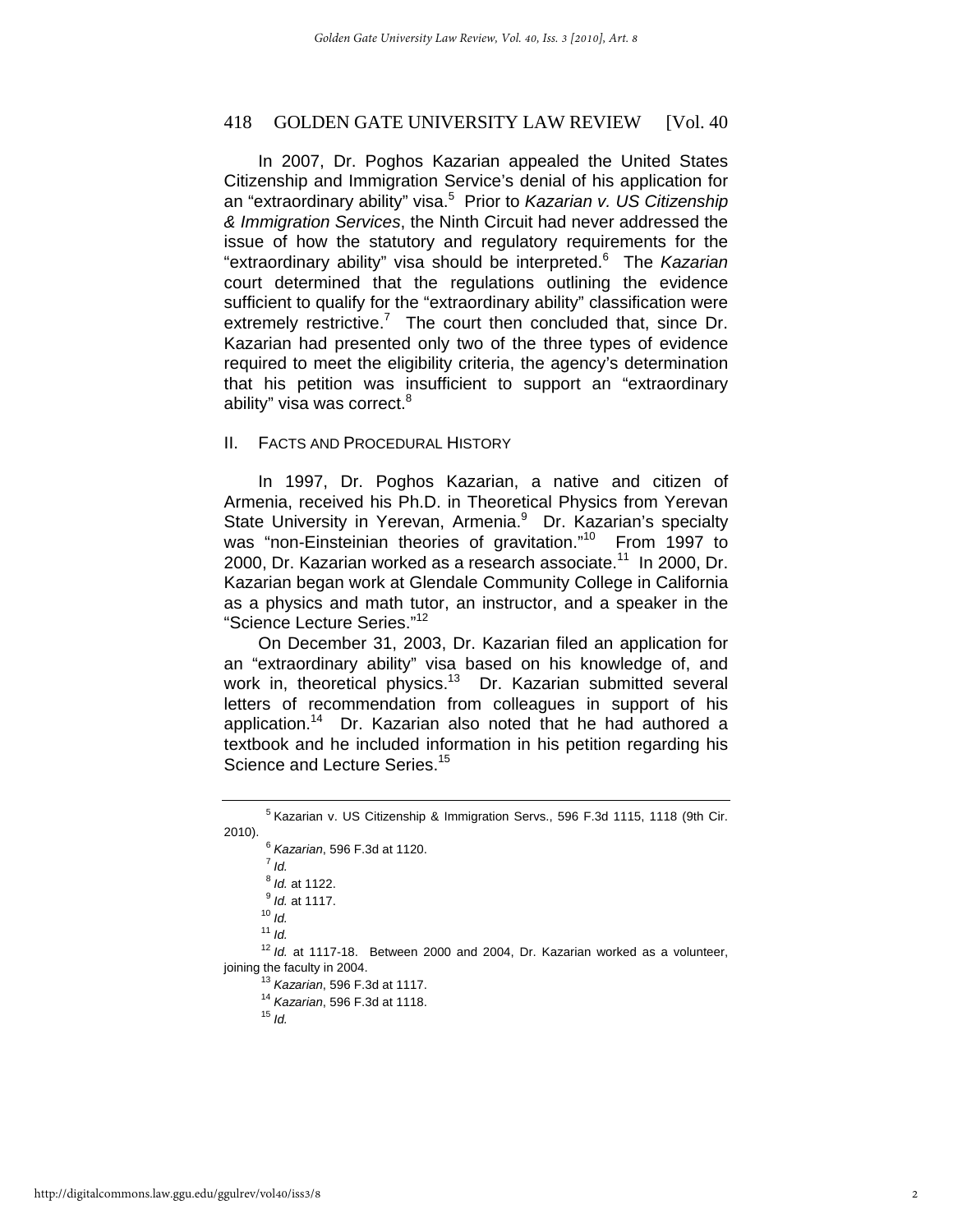In 2007, Dr. Poghos Kazarian appealed the United States Citizenship and Immigration Service's denial of his application for an "extraordinary ability" visa.[5] Prior to *Kazarian v. US Citizenship & Immigration Services*, the Ninth Circuit had never addressed the issue of how the statutory and regulatory requirements for the "extraordinary ability" visa should be interpreted.[6] The *Kazarian* court determined that the regulations outlining the evidence sufficient to qualify for the "extraordinary ability" classification were extremely restrictive.[7] The court then concluded that, since Dr. Kazarian had presented only two of the three types of evidence required to meet the eligibility criteria, the agency's determination that his petition was insufficient to support an "extraordinary ability" visa was correct.[8]

## II. FACTS AND PROCEDURAL HISTORY

In 1997, Dr. Poghos Kazarian, a native and citizen of Armenia, received his Ph.D. in Theoretical Physics from Yerevan State University in Yerevan, Armenia.[9] Dr. Kazarian's specialty was "non-Einsteinian theories of gravitation."[10] From 1997 to 2000, Dr. Kazarian worked as a research associate.[11] In 2000, Dr. Kazarian began work at Glendale Community College in California as a physics and math tutor, an instructor, and a speaker in the "Science Lecture Series."[12]

On December 31, 2003, Dr. Kazarian filed an application for an "extraordinary ability" visa based on his knowledge of, and work in, theoretical physics.[13] Dr. Kazarian submitted several letters of recommendation from colleagues in support of his application.[14] Dr. Kazarian also noted that he had authored a textbook and he included information in his petition regarding his Science and Lecture Series.[15]

---

[5] Kazarian v. US Citizenship & Immigration Servs., 596 F.3d 1115, 1118 (9th Cir. 2010).

[6] *Kazarian*, 596 F.3d at 1120.

[7] *Id.*

[8] *Id.* at 1122.

[9] *Id.* at 1117.

[10] *Id.*

[11] *Id.*

[12] *Id.* at 1117-18. Between 2000 and 2004, Dr. Kazarian worked as a volunteer, joining the faculty in 2004.

[13] *Kazarian*, 596 F.3d at 1117.

[14] *Kazarian*, 596 F.3d at 1118.

[15] *Id.*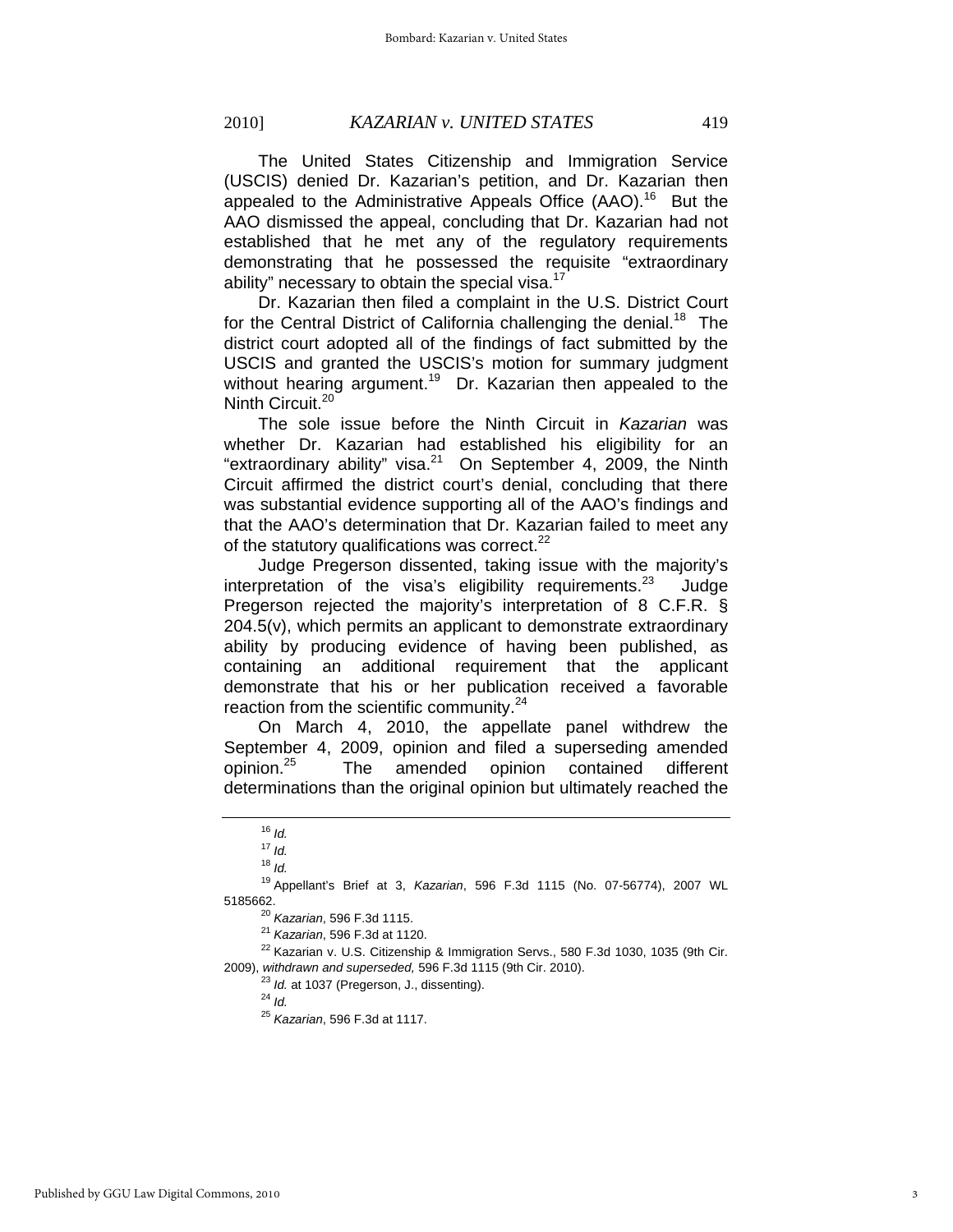The United States Citizenship and Immigration Service (USCIS) denied Dr. Kazarian's petition, and Dr. Kazarian then appealed to the Administrative Appeals Office (AAO).[16] But the AAO dismissed the appeal, concluding that Dr. Kazarian had not established that he met any of the regulatory requirements demonstrating that he possessed the requisite "extraordinary ability" necessary to obtain the special visa.[17]

Dr. Kazarian then filed a complaint in the U.S. District Court for the Central District of California challenging the denial.[18] The district court adopted all of the findings of fact submitted by the USCIS and granted the USCIS's motion for summary judgment without hearing argument.[19] Dr. Kazarian then appealed to the Ninth Circuit.[20]

The sole issue before the Ninth Circuit in *Kazarian* was whether Dr. Kazarian had established his eligibility for an "extraordinary ability" visa.[21] On September 4, 2009, the Ninth Circuit affirmed the district court's denial, concluding that there was substantial evidence supporting all of the AAO's findings and that the AAO's determination that Dr. Kazarian failed to meet any of the statutory qualifications was correct.[22]

Judge Pregerson dissented, taking issue with the majority's interpretation of the visa's eligibility requirements.[23] Judge Pregerson rejected the majority's interpretation of 8 C.F.R. § 204.5(v), which permits an applicant to demonstrate extraordinary ability by producing evidence of having been published, as containing an additional requirement that the applicant demonstrate that his or her publication received a favorable reaction from the scientific community.[24]

On March 4, 2010, the appellate panel withdrew the September 4, 2009, opinion and filed a superseding amended opinion.[25] The amended opinion contained different determinations than the original opinion but ultimately reached the

---

[16] *Id.*

[17] *Id.*

[18] *Id.*

[19] Appellant's Brief at 3, *Kazarian*, 596 F.3d 1115 (No. 07-56774), 2007 WL 5185662.

[20] *Kazarian*, 596 F.3d 1115.

[21] *Kazarian*, 596 F.3d at 1120.

[22] Kazarian v. U.S. Citizenship & Immigration Servs., 580 F.3d 1030, 1035 (9th Cir. 2009), *withdrawn and superseded,* 596 F.3d 1115 (9th Cir. 2010).

[23] *Id.* at 1037 (Pregerson, J., dissenting).

[24] *Id.*

[25] *Kazarian*, 596 F.3d at 1117.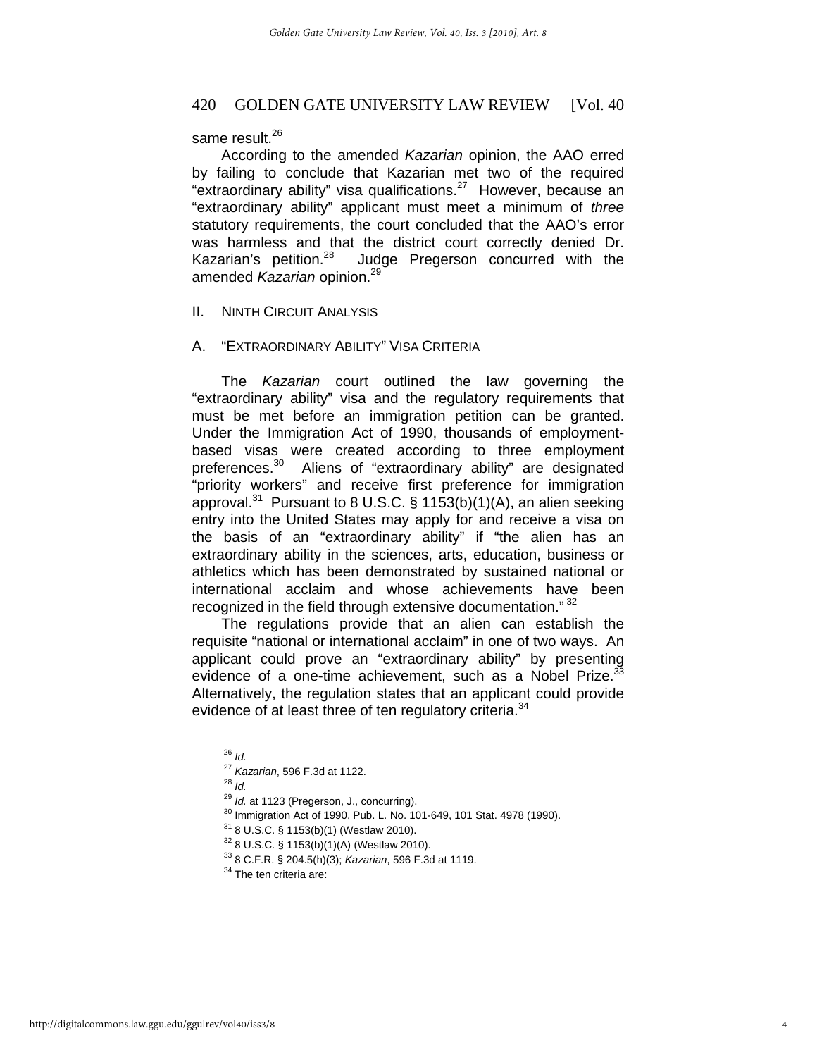same result.[26]

According to the amended *Kazarian* opinion, the AAO erred by failing to conclude that Kazarian met two of the required "extraordinary ability" visa qualifications.[27] However, because an "extraordinary ability" applicant must meet a minimum of *three* statutory requirements, the court concluded that the AAO's error was harmless and that the district court correctly denied Dr. Kazarian's petition.[28] Judge Pregerson concurred with the amended *Kazarian* opinion.[29]

## II. NINTH CIRCUIT ANALYSIS

### A. "EXTRAORDINARY ABILITY" VISA CRITERIA

The *Kazarian* court outlined the law governing the "extraordinary ability" visa and the regulatory requirements that must be met before an immigration petition can be granted. Under the Immigration Act of 1990, thousands of employment-based visas were created according to three employment preferences.[30] Aliens of "extraordinary ability" are designated "priority workers" and receive first preference for immigration approval.[31] Pursuant to 8 U.S.C. § 1153(b)(1)(A), an alien seeking entry into the United States may apply for and receive a visa on the basis of an "extraordinary ability" if "the alien has an extraordinary ability in the sciences, arts, education, business or athletics which has been demonstrated by sustained national or international acclaim and whose achievements have been recognized in the field through extensive documentation." [32]

The regulations provide that an alien can establish the requisite "national or international acclaim" in one of two ways. An applicant could prove an "extraordinary ability" by presenting evidence of a one-time achievement, such as a Nobel Prize.[33] Alternatively, the regulation states that an applicant could provide evidence of at least three of ten regulatory criteria.[34]

---

[26] *Id.*

[27] *Kazarian*, 596 F.3d at 1122.

[28] *Id.*

[29] *Id.* at 1123 (Pregerson, J., concurring).

[30] Immigration Act of 1990, Pub. L. No. 101-649, 101 Stat. 4978 (1990).

[31] 8 U.S.C. § 1153(b)(1) (Westlaw 2010).

[32] 8 U.S.C. § 1153(b)(1)(A) (Westlaw 2010).

[33] 8 C.F.R. § 204.5(h)(3); *Kazarian*, 596 F.3d at 1119.

[34] The ten criteria are: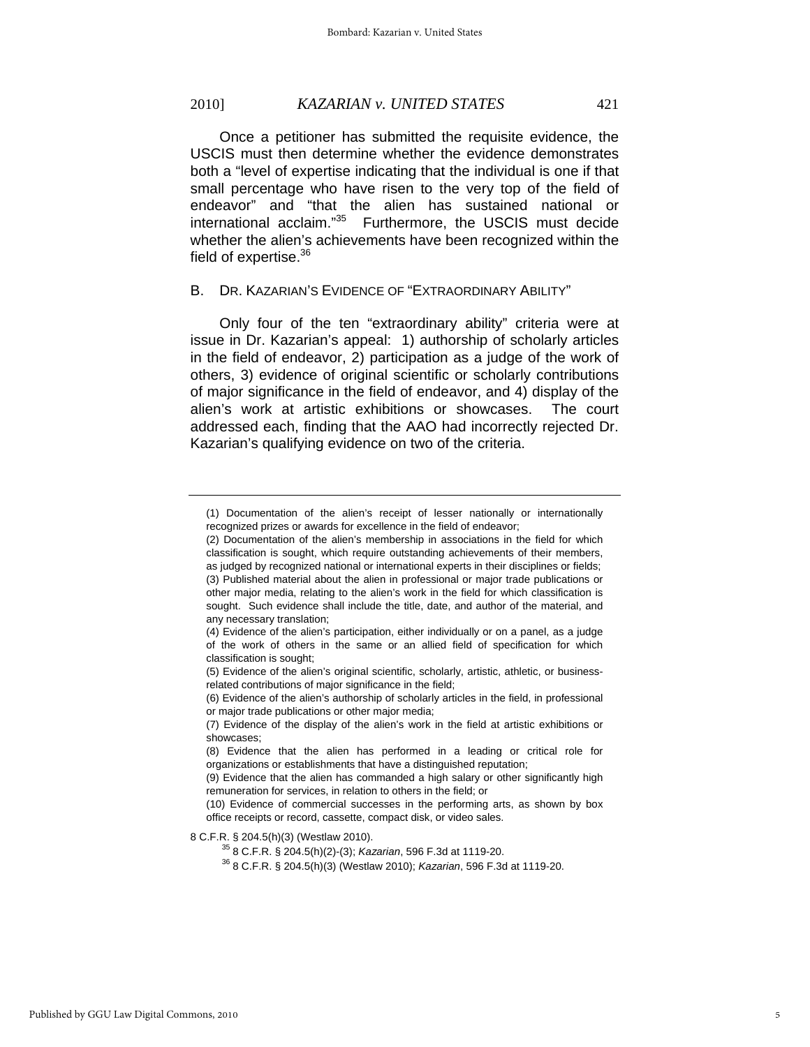Once a petitioner has submitted the requisite evidence, the USCIS must then determine whether the evidence demonstrates both a "level of expertise indicating that the individual is one if that small percentage who have risen to the very top of the field of endeavor" and "that the alien has sustained national or international acclaim."[35] Furthermore, the USCIS must decide whether the alien's achievements have been recognized within the field of expertise.[36]

## B. DR. KAZARIAN'S EVIDENCE OF "EXTRAORDINARY ABILITY"

Only four of the ten "extraordinary ability" criteria were at issue in Dr. Kazarian's appeal: 1) authorship of scholarly articles in the field of endeavor, 2) participation as a judge of the work of others, 3) evidence of original scientific or scholarly contributions of major significance in the field of endeavor, and 4) display of the alien's work at artistic exhibitions or showcases. The court addressed each, finding that the AAO had incorrectly rejected Dr. Kazarian's qualifying evidence on two of the criteria.

---

(1) Documentation of the alien's receipt of lesser nationally or internationally recognized prizes or awards for excellence in the field of endeavor;

(2) Documentation of the alien's membership in associations in the field for which classification is sought, which require outstanding achievements of their members, as judged by recognized national or international experts in their disciplines or fields;

(3) Published material about the alien in professional or major trade publications or other major media, relating to the alien's work in the field for which classification is sought. Such evidence shall include the title, date, and author of the material, and any necessary translation;

(4) Evidence of the alien's participation, either individually or on a panel, as a judge of the work of others in the same or an allied field of specification for which classification is sought;

(5) Evidence of the alien's original scientific, scholarly, artistic, athletic, or business-related contributions of major significance in the field;

(6) Evidence of the alien's authorship of scholarly articles in the field, in professional or major trade publications or other major media;

(7) Evidence of the display of the alien's work in the field at artistic exhibitions or showcases;

(8) Evidence that the alien has performed in a leading or critical role for organizations or establishments that have a distinguished reputation;

(9) Evidence that the alien has commanded a high salary or other significantly high remuneration for services, in relation to others in the field; or

(10) Evidence of commercial successes in the performing arts, as shown by box office receipts or record, cassette, compact disk, or video sales.

8 C.F.R. § 204.5(h)(3) (Westlaw 2010).

[35] 8 C.F.R. § 204.5(h)(2)-(3); *Kazarian*, 596 F.3d at 1119-20.

[36] 8 C.F.R. § 204.5(h)(3) (Westlaw 2010); *Kazarian*, 596 F.3d at 1119-20.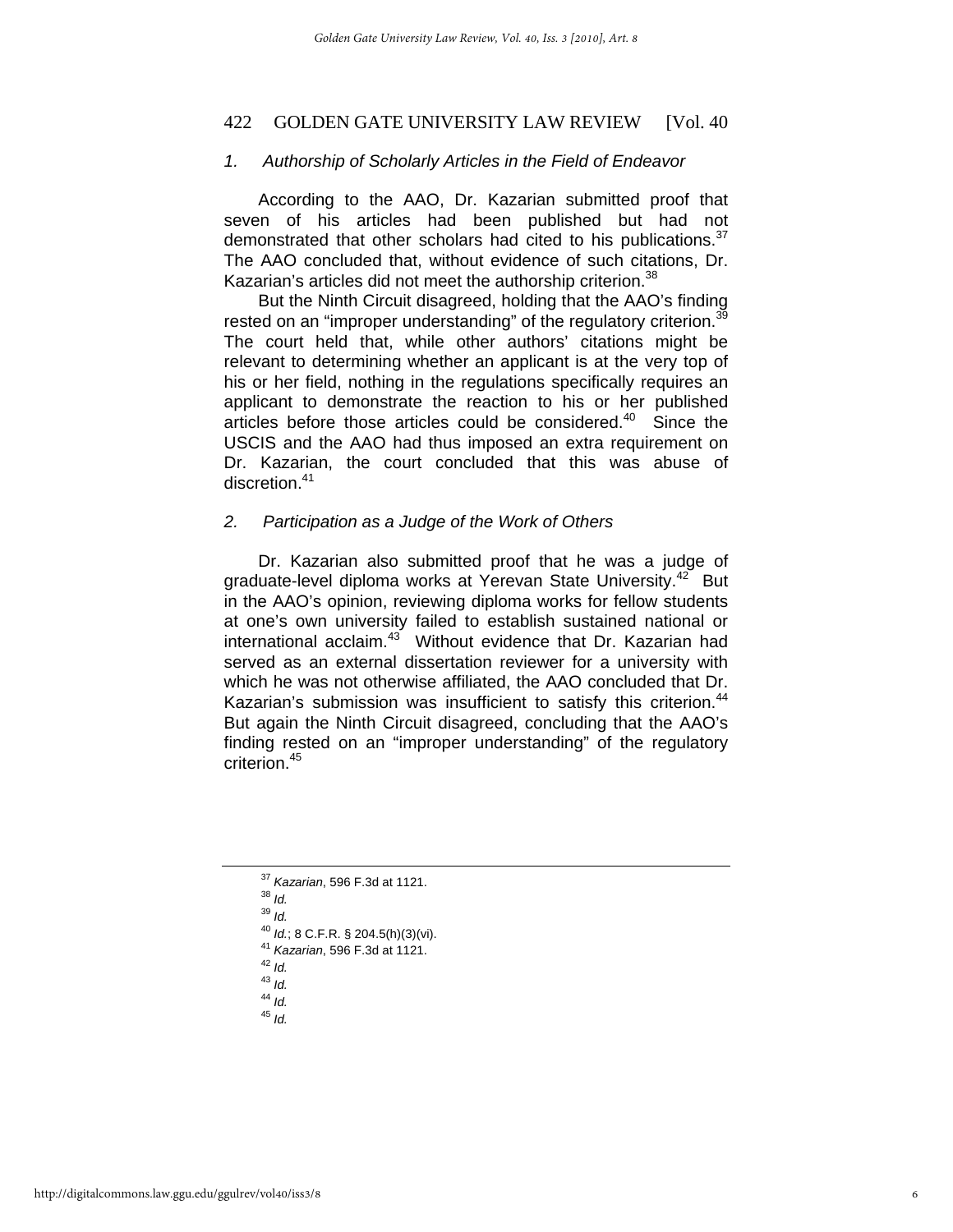### *1. Authorship of Scholarly Articles in the Field of Endeavor*

According to the AAO, Dr. Kazarian submitted proof that seven of his articles had been published but had not demonstrated that other scholars had cited to his publications.[37] The AAO concluded that, without evidence of such citations, Dr. Kazarian's articles did not meet the authorship criterion.[38]

But the Ninth Circuit disagreed, holding that the AAO's finding rested on an "improper understanding" of the regulatory criterion.[39] The court held that, while other authors' citations might be relevant to determining whether an applicant is at the very top of his or her field, nothing in the regulations specifically requires an applicant to demonstrate the reaction to his or her published articles before those articles could be considered.[40] Since the USCIS and the AAO had thus imposed an extra requirement on Dr. Kazarian, the court concluded that this was abuse of discretion.[41]

### *2. Participation as a Judge of the Work of Others*

Dr. Kazarian also submitted proof that he was a judge of graduate-level diploma works at Yerevan State University.[42] But in the AAO's opinion, reviewing diploma works for fellow students at one's own university failed to establish sustained national or international acclaim.[43] Without evidence that Dr. Kazarian had served as an external dissertation reviewer for a university with which he was not otherwise affiliated, the AAO concluded that Dr. Kazarian's submission was insufficient to satisfy this criterion.[44] But again the Ninth Circuit disagreed, concluding that the AAO's finding rested on an "improper understanding" of the regulatory criterion.[45]

---

[37] *Kazarian*, 596 F.3d at 1121.
[38] *Id.*
[39] *Id.*
[40] *Id.*; 8 C.F.R. § 204.5(h)(3)(vi).
[41] *Kazarian*, 596 F.3d at 1121.
[42] *Id.*
[43] *Id.*
[44] *Id.*
[45] *Id.*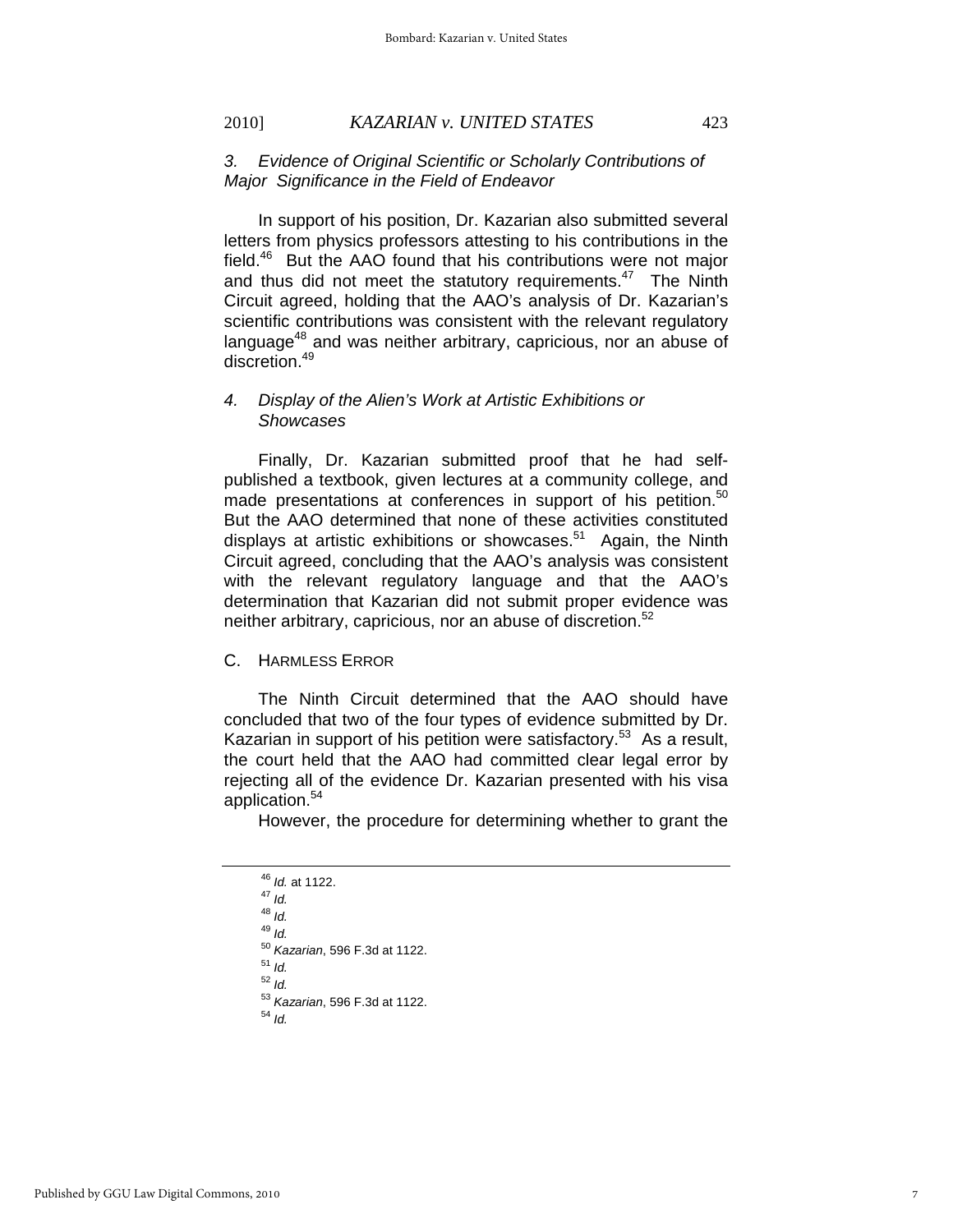### 3. *Evidence of Original Scientific or Scholarly Contributions of Major Significance in the Field of Endeavor*

In support of his position, Dr. Kazarian also submitted several letters from physics professors attesting to his contributions in the field.[46] But the AAO found that his contributions were not major and thus did not meet the statutory requirements.[47] The Ninth Circuit agreed, holding that the AAO's analysis of Dr. Kazarian's scientific contributions was consistent with the relevant regulatory language[48] and was neither arbitrary, capricious, nor an abuse of discretion.[49]

### 4. *Display of the Alien's Work at Artistic Exhibitions or Showcases*

Finally, Dr. Kazarian submitted proof that he had self-published a textbook, given lectures at a community college, and made presentations at conferences in support of his petition.[50] But the AAO determined that none of these activities constituted displays at artistic exhibitions or showcases.[51] Again, the Ninth Circuit agreed, concluding that the AAO's analysis was consistent with the relevant regulatory language and that the AAO's determination that Kazarian did not submit proper evidence was neither arbitrary, capricious, nor an abuse of discretion.[52]

## C. Harmless Error

The Ninth Circuit determined that the AAO should have concluded that two of the four types of evidence submitted by Dr. Kazarian in support of his petition were satisfactory.[53] As a result, the court held that the AAO had committed clear legal error by rejecting all of the evidence Dr. Kazarian presented with his visa application.[54]

However, the procedure for determining whether to grant the

---

[46] *Id.* at 1122.
[47] *Id.*
[48] *Id.*
[49] *Id.*
[50] *Kazarian*, 596 F.3d at 1122.
[51] *Id.*
[52] *Id.*
[53] *Kazarian*, 596 F.3d at 1122.
[54] *Id.*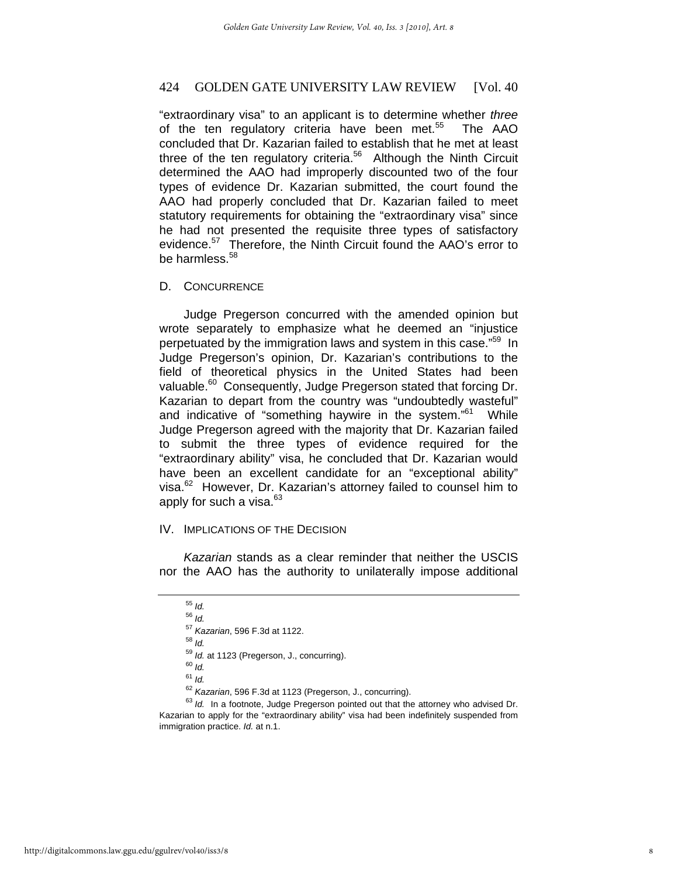"extraordinary visa" to an applicant is to determine whether *three* of the ten regulatory criteria have been met.[55] The AAO concluded that Dr. Kazarian failed to establish that he met at least three of the ten regulatory criteria.[56] Although the Ninth Circuit determined the AAO had improperly discounted two of the four types of evidence Dr. Kazarian submitted, the court found the AAO had properly concluded that Dr. Kazarian failed to meet statutory requirements for obtaining the "extraordinary visa" since he had not presented the requisite three types of satisfactory evidence.[57] Therefore, the Ninth Circuit found the AAO's error to be harmless.[58]

### D. CONCURRENCE

Judge Pregerson concurred with the amended opinion but wrote separately to emphasize what he deemed an "injustice perpetuated by the immigration laws and system in this case."[59] In Judge Pregerson's opinion, Dr. Kazarian's contributions to the field of theoretical physics in the United States had been valuable.[60] Consequently, Judge Pregerson stated that forcing Dr. Kazarian to depart from the country was "undoubtedly wasteful" and indicative of "something haywire in the system."[61] While Judge Pregerson agreed with the majority that Dr. Kazarian failed to submit the three types of evidence required for the "extraordinary ability" visa, he concluded that Dr. Kazarian would have been an excellent candidate for an "exceptional ability" visa.[62] However, Dr. Kazarian's attorney failed to counsel him to apply for such a visa.[63]

## IV. IMPLICATIONS OF THE DECISION

*Kazarian* stands as a clear reminder that neither the USCIS nor the AAO has the authority to unilaterally impose additional

---

[55] *Id.*

[56] *Id.*

[57] *Kazarian*, 596 F.3d at 1122.

[58] *Id.*

[59] *Id.* at 1123 (Pregerson, J., concurring).

[60] *Id.*

[61] *Id.*

[62] *Kazarian*, 596 F.3d at 1123 (Pregerson, J., concurring).

[63] *Id.* In a footnote, Judge Pregerson pointed out that the attorney who advised Dr. Kazarian to apply for the "extraordinary ability" visa had been indefinitely suspended from immigration practice. *Id.* at n.1.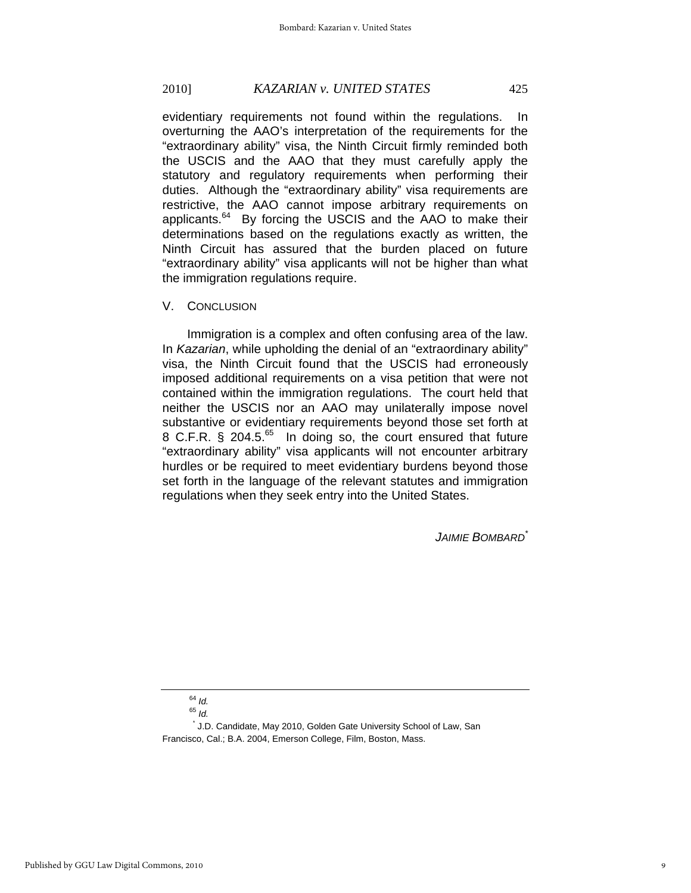evidentiary requirements not found within the regulations. In overturning the AAO's interpretation of the requirements for the "extraordinary ability" visa, the Ninth Circuit firmly reminded both the USCIS and the AAO that they must carefully apply the statutory and regulatory requirements when performing their duties. Although the "extraordinary ability" visa requirements are restrictive, the AAO cannot impose arbitrary requirements on applicants.[64] By forcing the USCIS and the AAO to make their determinations based on the regulations exactly as written, the Ninth Circuit has assured that the burden placed on future "extraordinary ability" visa applicants will not be higher than what the immigration regulations require.

## V. CONCLUSION

Immigration is a complex and often confusing area of the law. In *Kazarian*, while upholding the denial of an "extraordinary ability" visa, the Ninth Circuit found that the USCIS had erroneously imposed additional requirements on a visa petition that were not contained within the immigration regulations. The court held that neither the USCIS nor an AAO may unilaterally impose novel substantive or evidentiary requirements beyond those set forth at 8 C.F.R. § 204.5.[65] In doing so, the court ensured that future "extraordinary ability" visa applicants will not encounter arbitrary hurdles or be required to meet evidentiary burdens beyond those set forth in the language of the relevant statutes and immigration regulations when they seek entry into the United States.

*JAIMIE BOMBARD*[*]

---

[64] *Id.*

[65] *Id.*

[*] J.D. Candidate, May 2010, Golden Gate University School of Law, San Francisco, Cal.; B.A. 2004, Emerson College, Film, Boston, Mass.